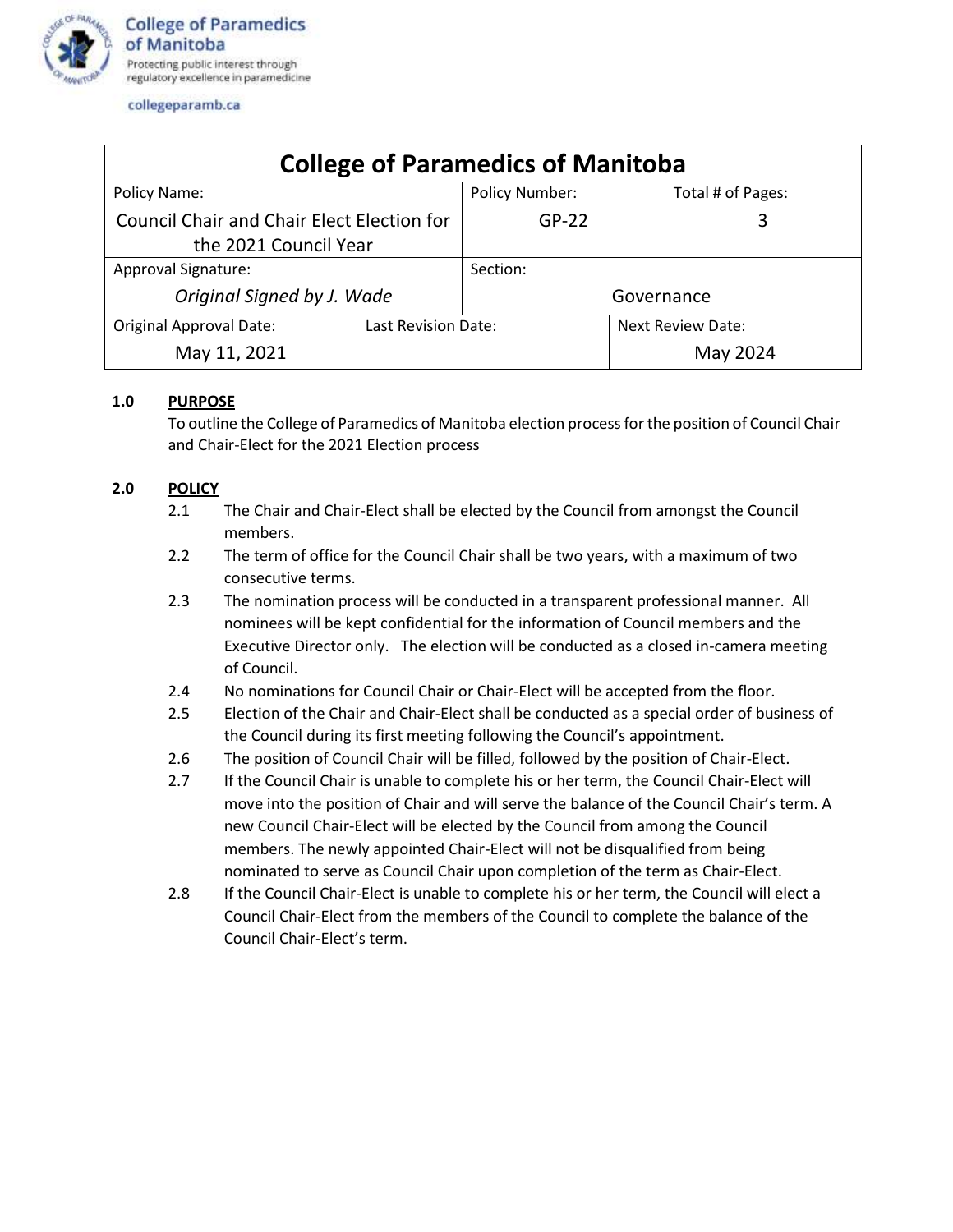College of Paramedics of Manitoba

Protecting public interest through regulatory excellence in paramedicine

collegeparamb.ca

| College of Paramedics of Manitoba | | | |
|---|---|---|---|
| Policy Name: Council Chair and Chair Elect Election for the 2021 Council Year | | Policy Number: GP-22 | Total # of Pages: 3 |
| Approval Signature: *Original Signed by J. Wade* | | Section: Governance | |
| Original Approval Date: May 11, 2021 | Last Revision Date: | | Next Review Date: May 2024 |

**1.0 PURPOSE**

To outline the College of Paramedics of Manitoba election process for the position of Council Chair and Chair-Elect for the 2021 Election process

**2.0 POLICY**

2.1 The Chair and Chair-Elect shall be elected by the Council from amongst the Council members.

2.2 The term of office for the Council Chair shall be two years, with a maximum of two consecutive terms.

2.3 The nomination process will be conducted in a transparent professional manner. All nominees will be kept confidential for the information of Council members and the Executive Director only. The election will be conducted as a closed in-camera meeting of Council.

2.4 No nominations for Council Chair or Chair-Elect will be accepted from the floor.

2.5 Election of the Chair and Chair-Elect shall be conducted as a special order of business of the Council during its first meeting following the Council's appointment.

2.6 The position of Council Chair will be filled, followed by the position of Chair-Elect.

2.7 If the Council Chair is unable to complete his or her term, the Council Chair-Elect will move into the position of Chair and will serve the balance of the Council Chair's term. A new Council Chair-Elect will be elected by the Council from among the Council members. The newly appointed Chair-Elect will not be disqualified from being nominated to serve as Council Chair upon completion of the term as Chair-Elect.

2.8 If the Council Chair-Elect is unable to complete his or her term, the Council will elect a Council Chair-Elect from the members of the Council to complete the balance of the Council Chair-Elect's term.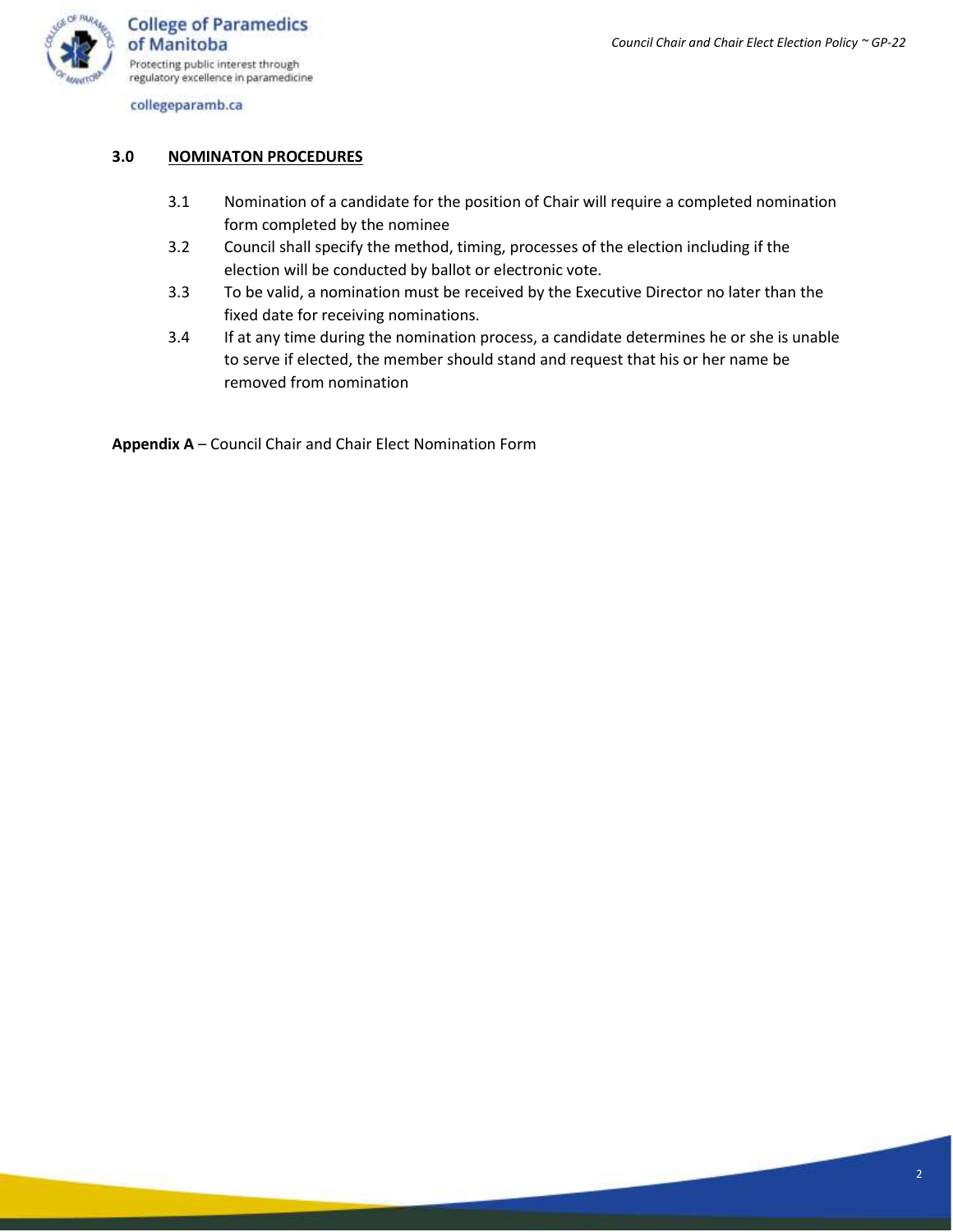## 3.0 NOMINATON PROCEDURES

3.1 Nomination of a candidate for the position of Chair will require a completed nomination form completed by the nominee

3.2 Council shall specify the method, timing, processes of the election including if the election will be conducted by ballot or electronic vote.

3.3 To be valid, a nomination must be received by the Executive Director no later than the fixed date for receiving nominations.

3.4 If at any time during the nomination process, a candidate determines he or she is unable to serve if elected, the member should stand and request that his or her name be removed from nomination

**Appendix A** – Council Chair and Chair Elect Nomination Form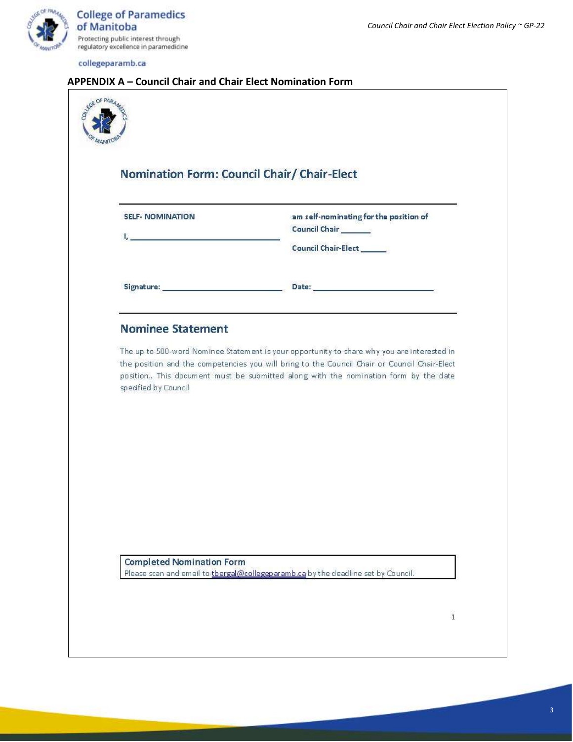## APPENDIX A – Council Chair and Chair Elect Nomination Form

### Nomination Form: Council Chair/ Chair-Elect

| | |
|---|---|
| **SELF- NOMINATION** | **am self-nominating for the position of** |
| I, ______________________________ | **Council Chair** _______ |
| | **Council Chair-Elect** ______ |
| **Signature:** ___________________________ | **Date:** ___________________________ |

### Nominee Statement

The up to 500-word Nominee Statement is your opportunity to share why you are interested in the position and the competencies you will bring to the Council Chair or Council Chair-Elect position.. This document must be submitted along with the nomination form by the date specified by Council

**Completed Nomination Form**
Please scan and email to tbergal@collegeparamb.ca by the deadline set by Council.

1